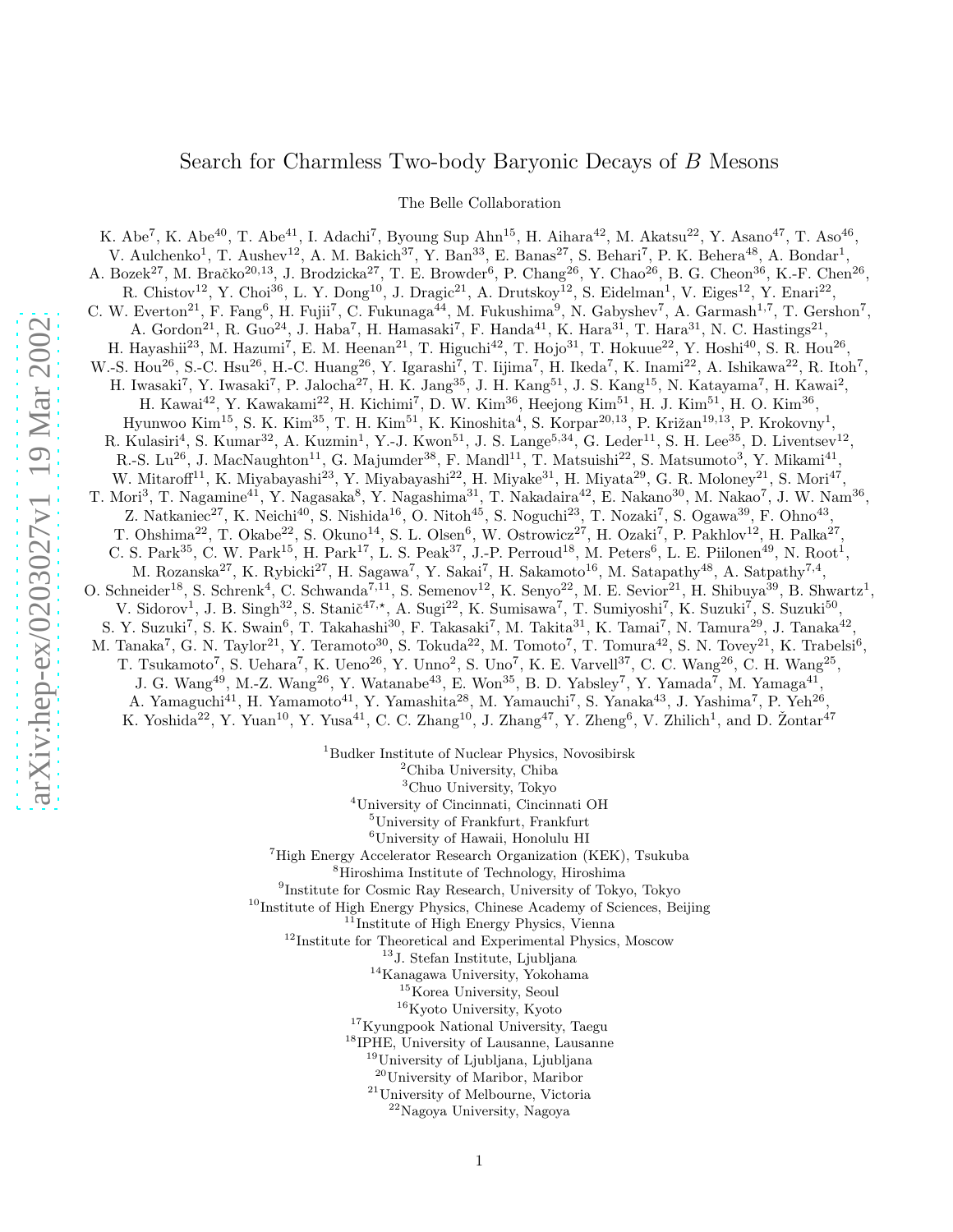# Search for Charmless Two-body Baryonic Decays of $B$ Mesons

The Belle Collaboration

K. Abe[7], K. Abe[40], T. Abe[41], I. Adachi[7], Byoung Sup Ahn[15], H. Aihara[42], M. Akatsu[22], Y. Asano[47], T. Aso[46], V. Aulchenko[1], T. Aushev[12], A. M. Bakich[37], Y. Ban[33], E. Banas[27], S. Behari[7], P. K. Behera[48], A. Bondar[1], A. Bozek[27], M. Bračko[20,13], J. Brodzicka[27], T. E. Browder[6], P. Chang[26], Y. Chao[26], B. G. Cheon[36], K.-F. Chen[26], R. Chistov[12], Y. Choi[36], L. Y. Dong[10], J. Dragic[21], A. Drutskoy[12], S. Eidelman[1], V. Eiges[12], Y. Enari[22], C. W. Everton[21], F. Fang[6], H. Fujii[7], C. Fukunaga[44], M. Fukushima[9], N. Gabyshev[7], A. Garmash[1,7], T. Gershon[7], A. Gordon[21], R. Guo[24], J. Haba[7], H. Hamasaki[7], F. Handa[41], K. Hara[31], T. Hara[31], N. C. Hastings[21], H. Hayashii[23], M. Hazumi[7], E. M. Heenan[21], T. Higuchi[42], T. Hojo[31], T. Hokuue[22], Y. Hoshi[40], S. R. Hou[26], W.-S. Hou[26], S.-C. Hsu[26], H.-C. Huang[26], Y. Igarashi[7], T. Iijima[7], H. Ikeda[7], K. Inami[22], A. Ishikawa[22], R. Itoh[7], H. Iwasaki[7], Y. Iwasaki[7], P. Jalocha[27], H. K. Jang[35], J. H. Kang[51], J. S. Kang[15], N. Katayama[7], H. Kawai[2], H. Kawai[42], Y. Kawakami[22], H. Kichimi[7], D. W. Kim[36], Heejong Kim[51], H. J. Kim[51], H. O. Kim[36], Hyunwoo Kim[15], S. K. Kim[35], T. H. Kim[51], K. Kinoshita[4], S. Korpar[20,13], P. Križan[19,13], P. Krokovny[1], R. Kulasiri[4], S. Kumar[32], A. Kuzmin[1], Y.-J. Kwon[51], J. S. Lange[5,34], G. Leder[11], S. H. Lee[35], D. Liventsev[12], R.-S. Lu[26], J. MacNaughton[11], G. Majumder[38], F. Mandl[11], T. Matsuishi[22], S. Matsumoto[3], Y. Mikami[41], W. Mitaroff[11], K. Miyabayashi[23], Y. Miyabayashi[22], H. Miyake[31], H. Miyata[29], G. R. Moloney[21], S. Mori[47], T. Mori[3], T. Nagamine[41], Y. Nagasaka[8], Y. Nagashima[31], T. Nakadaira[42], E. Nakano[30], M. Nakao[7], J. W. Nam[36], Z. Natkaniec[27], K. Neichi[40], S. Nishida[16], O. Nitoh[45], S. Noguchi[23], T. Nozaki[7], S. Ogawa[39], F. Ohno[43], T. Ohshima[22], T. Okabe[22], S. Okuno[14], S. L. Olsen[6], W. Ostrowicz[27], H. Ozaki[7], P. Pakhlov[12], H. Palka[27], C. S. Park[35], C. W. Park[15], H. Park[17], L. S. Peak[37], J.-P. Perroud[18], M. Peters[6], L. E. Piilonen[49], N. Root[1], M. Rozanska[27], K. Rybicki[27], H. Sagawa[7], Y. Sakai[7], H. Sakamoto[16], M. Satapathy[48], A. Satpathy[7,4], O. Schneider[18], S. Schrenk[4], C. Schwanda[7,11], S. Semenov[12], K. Senyo[22], M. E. Sevior[21], H. Shibuya[39], B. Shwartz[1], V. Sidorov[1], J. B. Singh[32], S. Stanič[47,⋆], A. Sugi[22], K. Sumisawa[7], T. Sumiyoshi[7], K. Suzuki[7], S. Suzuki[50], S. Y. Suzuki[7], S. K. Swain[6], T. Takahashi[30], F. Takasaki[7], M. Takita[31], K. Tamai[7], N. Tamura[29], J. Tanaka[42], M. Tanaka[7], G. N. Taylor[21], Y. Teramoto[30], S. Tokuda[22], M. Tomoto[7], T. Tomura[42], S. N. Tovey[21], K. Trabelsi[6], T. Tsukamoto[7], S. Uehara[7], K. Ueno[26], Y. Unno[2], S. Uno[7], K. E. Varvell[37], C. C. Wang[26], C. H. Wang[25], J. G. Wang[49], M.-Z. Wang[26], Y. Watanabe[43], E. Won[35], B. D. Yabsley[7], Y. Yamada[7], M. Yamaga[41], A. Yamaguchi[41], H. Yamamoto[41], Y. Yamashita[28], M. Yamauchi[7], S. Yanaka[43], J. Yashima[7], P. Yeh[26], K. Yoshida[22], Y. Yuan[10], Y. Yusa[41], C. C. Zhang[10], J. Zhang[47], Y. Zheng[6], V. Zhilich[1], and D. Žontar[47]

[1]Budker Institute of Nuclear Physics, Novosibirsk
[2]Chiba University, Chiba
[3]Chuo University, Tokyo
[4]University of Cincinnati, Cincinnati OH
[5]University of Frankfurt, Frankfurt
[6]University of Hawaii, Honolulu HI
[7]High Energy Accelerator Research Organization (KEK), Tsukuba
[8]Hiroshima Institute of Technology, Hiroshima
[9]Institute for Cosmic Ray Research, University of Tokyo, Tokyo
[10]Institute of High Energy Physics, Chinese Academy of Sciences, Beijing
[11]Institute of High Energy Physics, Vienna
[12]Institute for Theoretical and Experimental Physics, Moscow
[13]J. Stefan Institute, Ljubljana
[14]Kanagawa University, Yokohama
[15]Korea University, Seoul
[16]Kyoto University, Kyoto
[17]Kyungpook National University, Taegu
[18]IPHE, University of Lausanne, Lausanne
[19]University of Ljubljana, Ljubljana
[20]University of Maribor, Maribor
[21]University of Melbourne, Victoria
[22]Nagoya University, Nagoya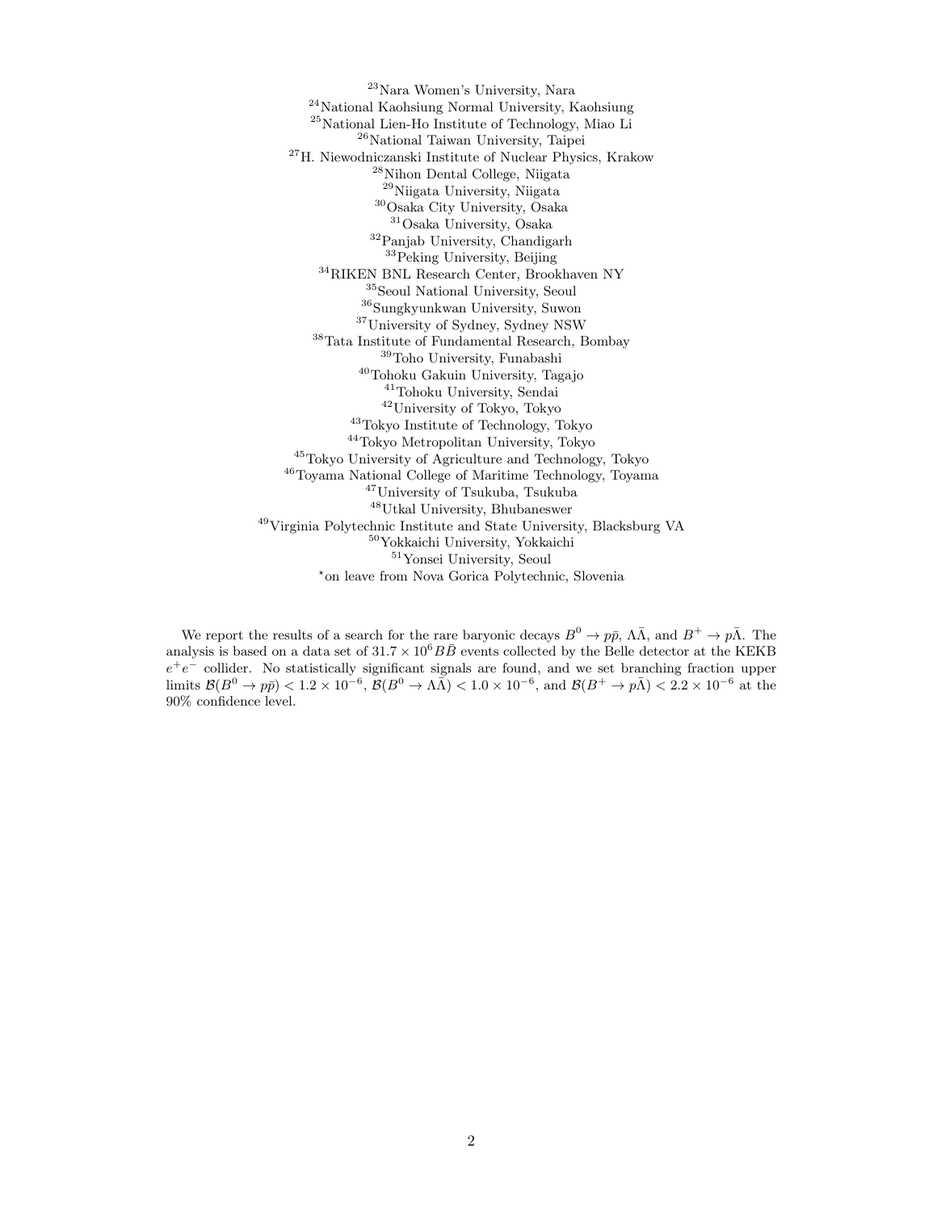[23]Nara Women's University, Nara
[24]National Kaohsiung Normal University, Kaohsiung
[25]National Lien-Ho Institute of Technology, Miao Li
[26]National Taiwan University, Taipei
[27]H. Niewodniczanski Institute of Nuclear Physics, Krakow
[28]Nihon Dental College, Niigata
[29]Niigata University, Niigata
[30]Osaka City University, Osaka
[31]Osaka University, Osaka
[32]Panjab University, Chandigarh
[33]Peking University, Beijing
[34]RIKEN BNL Research Center, Brookhaven NY
[35]Seoul National University, Seoul
[36]Sungkyunkwan University, Suwon
[37]University of Sydney, Sydney NSW
[38]Tata Institute of Fundamental Research, Bombay
[39]Toho University, Funabashi
[40]Tohoku Gakuin University, Tagajo
[41]Tohoku University, Sendai
[42]University of Tokyo, Tokyo
[43]Tokyo Institute of Technology, Tokyo
[44]Tokyo Metropolitan University, Tokyo
[45]Tokyo University of Agriculture and Technology, Tokyo
[46]Toyama National College of Maritime Technology, Toyama
[47]University of Tsukuba, Tsukuba
[48]Utkal University, Bhubaneswer
[49]Virginia Polytechnic Institute and State University, Blacksburg VA
[50]Yokkaichi University, Yokkaichi
[51]Yonsei University, Seoul
[⋆]on leave from Nova Gorica Polytechnic, Slovenia

We report the results of a search for the rare baryonic decays $B^0 \to p\bar{p}$, $\Lambda\bar{\Lambda}$, and $B^+ \to p\bar{\Lambda}$. The analysis is based on a data set of $31.7 \times 10^6 B\bar{B}$ events collected by the Belle detector at the KEKB $e^+e^-$ collider. No statistically significant signals are found, and we set branching fraction upper limits $\mathcal{B}(B^0 \to p\bar{p}) < 1.2 \times 10^{-6}$, $\mathcal{B}(B^0 \to \Lambda\bar{\Lambda}) < 1.0 \times 10^{-6}$, and $\mathcal{B}(B^+ \to p\bar{\Lambda}) < 2.2 \times 10^{-6}$ at the 90% confidence level.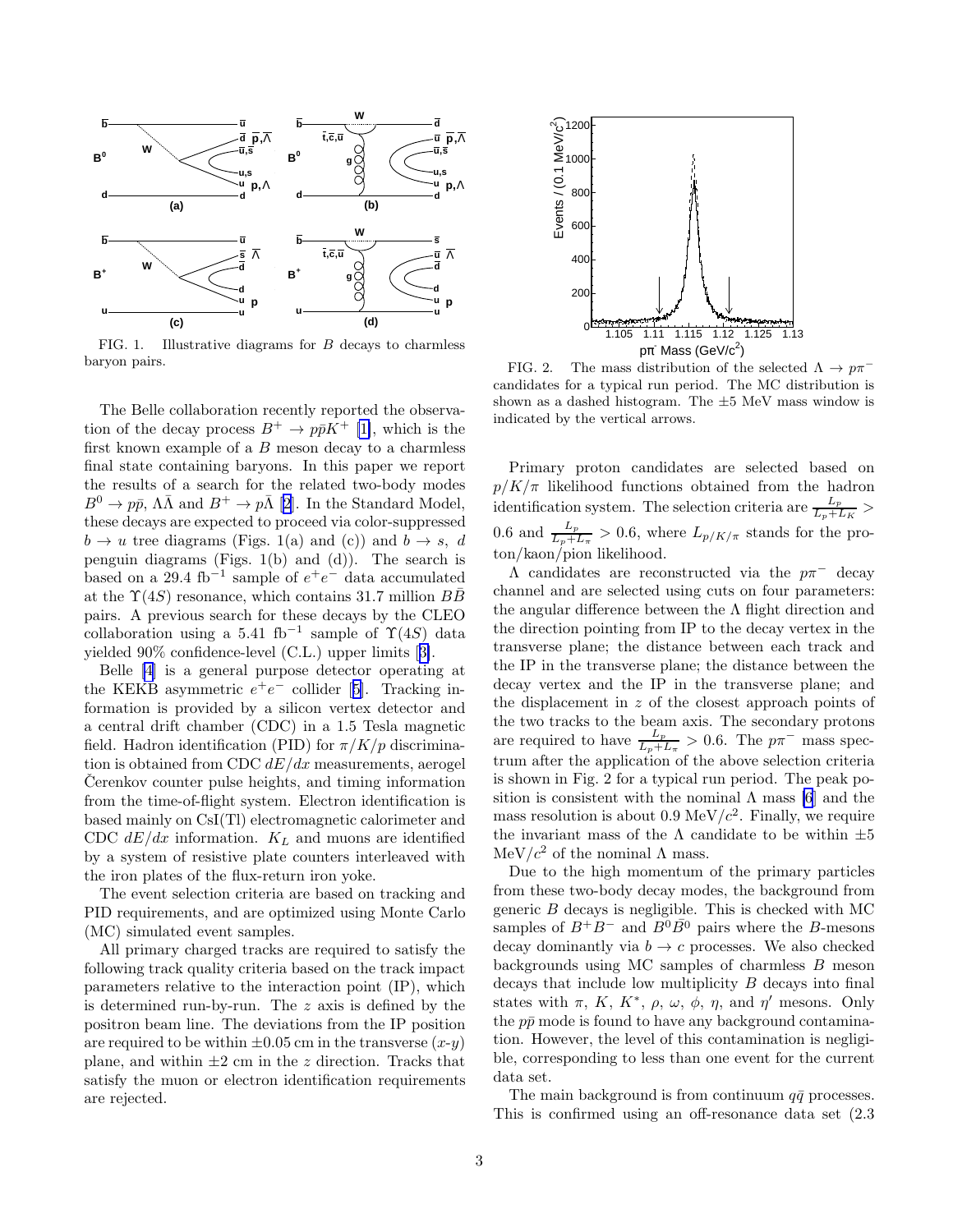FIG. 1. Illustrative diagrams for $B$ decays to charmless baryon pairs.

The Belle collaboration recently reported the observation of the decay process $B^+ \to p\bar{p}K^+$ [1], which is the first known example of a $B$ meson decay to a charmless final state containing baryons. In this paper we report the results of a search for the related two-body modes $B^0 \to p\bar{p}$, $\Lambda\bar{\Lambda}$ and $B^+ \to p\bar{\Lambda}$ [2]. In the Standard Model, these decays are expected to proceed via color-suppressed $b \to u$ tree diagrams (Figs. 1(a) and (c)) and $b \to s$, $d$ penguin diagrams (Figs. 1(b) and (d)). The search is based on a 29.4 fb$^{-1}$ sample of $e^+e^-$ data accumulated at the $\Upsilon(4S)$ resonance, which contains 31.7 million $B\bar{B}$ pairs. A previous search for these decays by the CLEO collaboration using a 5.41 fb$^{-1}$ sample of $\Upsilon(4S)$ data yielded 90% confidence-level (C.L.) upper limits [3].

Belle [4] is a general purpose detector operating at the KEKB asymmetric $e^+e^-$ collider [5]. Tracking information is provided by a silicon vertex detector and a central drift chamber (CDC) in a 1.5 Tesla magnetic field. Hadron identification (PID) for $\pi/K/p$ discrimination is obtained from CDC $dE/dx$ measurements, aerogel Čerenkov counter pulse heights, and timing information from the time-of-flight system. Electron identification is based mainly on CsI(Tl) electromagnetic calorimeter and CDC $dE/dx$ information. $K_L$ and muons are identified by a system of resistive plate counters interleaved with the iron plates of the flux-return iron yoke.

The event selection criteria are based on tracking and PID requirements, and are optimized using Monte Carlo (MC) simulated event samples.

All primary charged tracks are required to satisfy the following track quality criteria based on the track impact parameters relative to the interaction point (IP), which is determined run-by-run. The $z$ axis is defined by the positron beam line. The deviations from the IP position are required to be within $\pm 0.05$ cm in the transverse ($x$-$y$) plane, and within $\pm 2$ cm in the $z$ direction. Tracks that satisfy the muon or electron identification requirements are rejected.

FIG. 2. The mass distribution of the selected $\Lambda \to p\pi^-$ candidates for a typical run period. The MC distribution is shown as a dashed histogram. The $\pm 5$ MeV mass window is indicated by the vertical arrows.

Primary proton candidates are selected based on $p/K/\pi$ likelihood functions obtained from the hadron identification system. The selection criteria are $\frac{L_p}{L_p+L_K} > 0.6$ and $\frac{L_p}{L_p+L_\pi} > 0.6$, where $L_{p/K/\pi}$ stands for the proton/kaon/pion likelihood.

$\Lambda$ candidates are reconstructed via the $p\pi^-$ decay channel and are selected using cuts on four parameters: the angular difference between the $\Lambda$ flight direction and the direction pointing from IP to the decay vertex in the transverse plane; the distance between each track and the IP in the transverse plane; the distance between the decay vertex and the IP in the transverse plane; and the displacement in $z$ of the closest approach points of the two tracks to the beam axis. The secondary protons are required to have $\frac{L_p}{L_p+L_\pi} > 0.6$. The $p\pi^-$ mass spectrum after the application of the above selection criteria is shown in Fig. 2 for a typical run period. The peak position is consistent with the nominal $\Lambda$ mass [6] and the mass resolution is about 0.9 MeV/$c^2$. Finally, we require the invariant mass of the $\Lambda$ candidate to be within $\pm 5$ MeV/$c^2$ of the nominal $\Lambda$ mass.

Due to the high momentum of the primary particles from these two-body decay modes, the background from generic $B$ decays is negligible. This is checked with MC samples of $B^+B^-$ and $B^0\bar{B}^0$ pairs where the $B$-mesons decay dominantly via $b \to c$ processes. We also checked backgrounds using MC samples of charmless $B$ meson decays that include low multiplicity $B$ decays into final states with $\pi$, $K$, $K^*$, $\rho$, $\omega$, $\phi$, $\eta$, and $\eta'$ mesons. Only the $p\bar{p}$ mode is found to have any background contamination. However, the level of this contamination is negligible, corresponding to less than one event for the current data set.

The main background is from continuum $q\bar{q}$ processes. This is confirmed using an off-resonance data set (2.3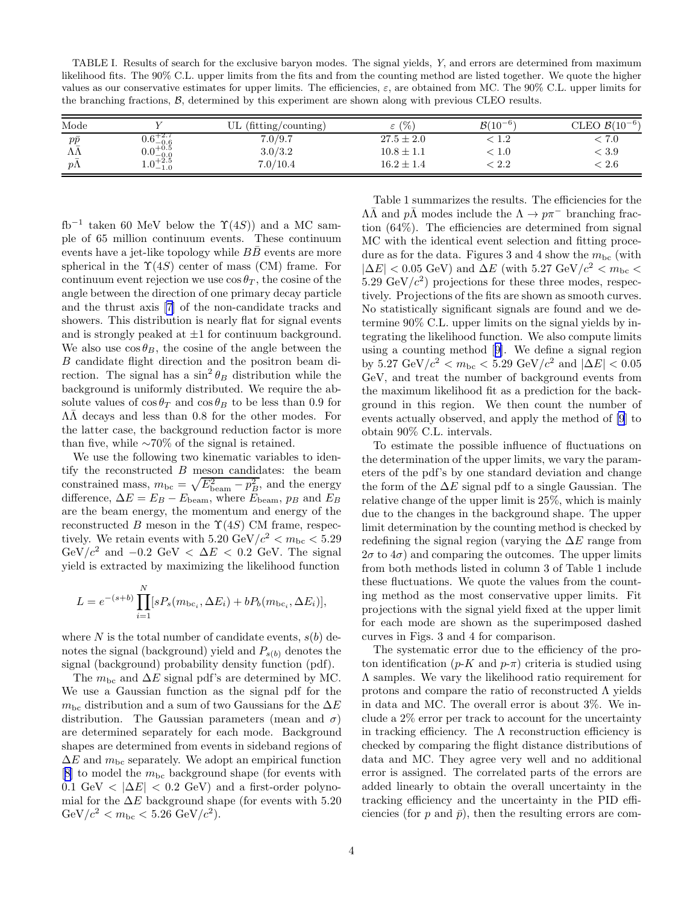TABLE I. Results of search for the exclusive baryon modes. The signal yields, $Y$, and errors are determined from maximum likelihood fits. The 90% C.L. upper limits from the fits and from the counting method are listed together. We quote the higher values as our conservative estimates for upper limits. The efficiencies, $\varepsilon$, are obtained from MC. The 90% C.L. upper limits for the branching fractions, $\mathcal{B}$, determined by this experiment are shown along with previous CLEO results.

| Mode | $Y$ | UL (fitting/counting) | $\varepsilon$ (%) | $\mathcal{B}(10^{-6})$ | CLEO $\mathcal{B}(10^{-6})$ |
|---|---|---|---|---|---|
| $p\bar{p}$ | $0.6^{+2.7}_{-0.6}$ | 7.0/9.7 | $27.5 \pm 2.0$ | $< 1.2$ | $< 7.0$ |
| $\Lambda\bar{\Lambda}$ | $0.0^{+0.5}_{-0.0}$ | 3.0/3.2 | $10.8 \pm 1.1$ | $< 1.0$ | $< 3.9$ |
| $p\bar{\Lambda}$ | $1.0^{+2.5}_{-1.0}$ | 7.0/10.4 | $16.2 \pm 1.4$ | $< 2.2$ | $< 2.6$ |

fb$^{-1}$ taken 60 MeV below the $\Upsilon(4S)$) and a MC sample of 65 million continuum events. These continuum events have a jet-like topology while $B\bar{B}$ events are more spherical in the $\Upsilon(4S)$ center of mass (CM) frame. For continuum event rejection we use $\cos\theta_T$, the cosine of the angle between the direction of one primary decay particle and the thrust axis [7] of the non-candidate tracks and showers. This distribution is nearly flat for signal events and is strongly peaked at $\pm 1$ for continuum background. We also use $\cos\theta_B$, the cosine of the angle between the $B$ candidate flight direction and the positron beam direction. The signal has a $\sin^2\theta_B$ distribution while the background is uniformly distributed. We require the absolute values of $\cos\theta_T$ and $\cos\theta_B$ to be less than 0.9 for $\Lambda\bar{\Lambda}$ decays and less than 0.8 for the other modes. For the latter case, the background reduction factor is more than five, while $\sim$70% of the signal is retained.

We use the following two kinematic variables to identify the reconstructed $B$ meson candidates: the beam constrained mass, $m_{\rm bc} = \sqrt{E^2_{\rm beam} - p^2_B}$, and the energy difference, $\Delta E = E_B - E_{\rm beam}$, where $E_{\rm beam}$, $p_B$ and $E_B$ are the beam energy, the momentum and energy of the reconstructed $B$ meson in the $\Upsilon(4S)$ CM frame, respectively. We retain events with $5.20\ {\rm GeV}/c^2 < m_{\rm bc} < 5.29\ {\rm GeV}/c^2$ and $-0.2\ {\rm GeV} < \Delta E < 0.2\ {\rm GeV}$. The signal yield is extracted by maximizing the likelihood function

$$L = e^{-(s+b)} \prod_{i=1}^{N} [sP_s(m_{{\rm bc}_i}, \Delta E_i) + bP_b(m_{{\rm bc}_i}, \Delta E_i)],$$

where $N$ is the total number of candidate events, $s(b)$ denotes the signal (background) yield and $P_{s(b)}$ denotes the signal (background) probability density function (pdf).

The $m_{\rm bc}$ and $\Delta E$ signal pdf's are determined by MC. We use a Gaussian function as the signal pdf for the $m_{\rm bc}$ distribution and a sum of two Gaussians for the $\Delta E$ distribution. The Gaussian parameters (mean and $\sigma$) are determined separately for each mode. Background shapes are determined from events in sideband regions of $\Delta E$ and $m_{\rm bc}$ separately. We adopt an empirical function [8] to model the $m_{\rm bc}$ background shape (for events with $0.1\ {\rm GeV} < |\Delta E| < 0.2\ {\rm GeV}$) and a first-order polynomial for the $\Delta E$ background shape (for events with $5.20\ {\rm GeV}/c^2 < m_{\rm bc} < 5.26\ {\rm GeV}/c^2$).

Table 1 summarizes the results. The efficiencies for the $\Lambda\bar{\Lambda}$ and $p\bar{\Lambda}$ modes include the $\Lambda \to p\pi^-$ branching fraction (64%). The efficiencies are determined from signal MC with the identical event selection and fitting procedure as for the data. Figures 3 and 4 show the $m_{\rm bc}$ (with $|\Delta E| < 0.05$ GeV) and $\Delta E$ (with $5.27\ {\rm GeV}/c^2 < m_{\rm bc} < 5.29\ {\rm GeV}/c^2$) projections for these three modes, respectively. Projections of the fits are shown as smooth curves. No statistically significant signals are found and we determine 90% C.L. upper limits on the signal yields by integrating the likelihood function. We also compute limits using a counting method [9]. We define a signal region by $5.27\ {\rm GeV}/c^2 < m_{\rm bc} < 5.29\ {\rm GeV}/c^2$ and $|\Delta E| < 0.05$ GeV, and treat the number of background events from the maximum likelihood fit as a prediction for the background in this region. We then count the number of events actually observed, and apply the method of [9] to obtain 90% C.L. intervals.

To estimate the possible influence of fluctuations on the determination of the upper limits, we vary the parameters of the pdf's by one standard deviation and change the form of the $\Delta E$ signal pdf to a single Gaussian. The relative change of the upper limit is 25%, which is mainly due to the changes in the background shape. The upper limit determination by the counting method is checked by redefining the signal region (varying the $\Delta E$ range from $2\sigma$ to $4\sigma$) and comparing the outcomes. The upper limits from both methods listed in column 3 of Table 1 include these fluctuations. We quote the values from the counting method as the most conservative upper limits. Fit projections with the signal yield fixed at the upper limit for each mode are shown as the superimposed dashed curves in Figs. 3 and 4 for comparison.

The systematic error due to the efficiency of the proton identification ($p$-$K$ and $p$-$\pi$) criteria is studied using $\Lambda$ samples. We vary the likelihood ratio requirement for protons and compare the ratio of reconstructed $\Lambda$ yields in data and MC. The overall error is about 3%. We include a 2% error per track to account for the uncertainty in tracking efficiency. The $\Lambda$ reconstruction efficiency is checked by comparing the flight distance distributions of data and MC. They agree very well and no additional error is assigned. The correlated parts of the errors are added linearly to obtain the overall uncertainty in the tracking efficiency and the uncertainty in the PID efficiencies (for $p$ and $\bar{p}$), then the resulting errors are com-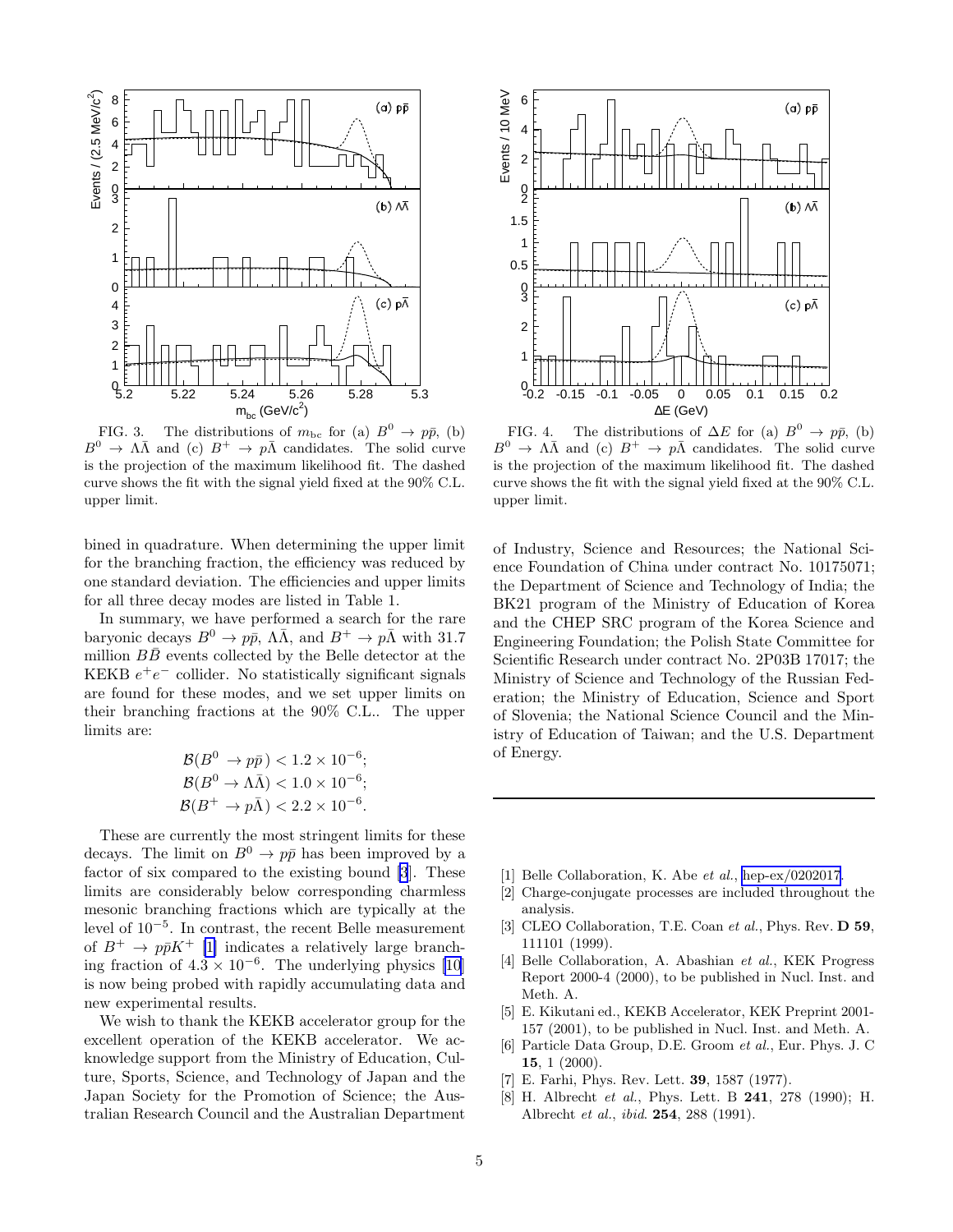FIG. 3. The distributions of $m_{bc}$ for (a) $B^0 \to p\bar{p}$, (b) $B^0 \to \Lambda\bar{\Lambda}$ and (c) $B^+ \to p\bar{\Lambda}$ candidates. The solid curve is the projection of the maximum likelihood fit. The dashed curve shows the fit with the signal yield fixed at the 90% C.L. upper limit.

FIG. 4. The distributions of $\Delta E$ for (a) $B^0 \to p\bar{p}$, (b) $B^0 \to \Lambda\bar{\Lambda}$ and (c) $B^+ \to p\bar{\Lambda}$ candidates. The solid curve is the projection of the maximum likelihood fit. The dashed curve shows the fit with the signal yield fixed at the 90% C.L. upper limit.

bined in quadrature. When determining the upper limit for the branching fraction, the efficiency was reduced by one standard deviation. The efficiencies and upper limits for all three decay modes are listed in Table 1.

In summary, we have performed a search for the rare baryonic decays $B^0 \to p\bar{p}$, $\Lambda\bar{\Lambda}$, and $B^+ \to p\bar{\Lambda}$ with 31.7 million $B\bar{B}$ events collected by the Belle detector at the KEKB $e^+e^-$ collider. No statistically significant signals are found for these modes, and we set upper limits on their branching fractions at the 90% C.L.. The upper limits are:

$$\mathcal{B}(B^0 \to p\bar{p}) < 1.2 \times 10^{-6};$$
$$\mathcal{B}(B^0 \to \Lambda\bar{\Lambda}) < 1.0 \times 10^{-6};$$
$$\mathcal{B}(B^+ \to p\bar{\Lambda}) < 2.2 \times 10^{-6}.$$

These are currently the most stringent limits for these decays. The limit on $B^0 \to p\bar{p}$ has been improved by a factor of six compared to the existing bound [3]. These limits are considerably below corresponding charmless mesonic branching fractions which are typically at the level of $10^{-5}$. In contrast, the recent Belle measurement of $B^+ \to p\bar{p}K^+$ [1] indicates a relatively large branching fraction of $4.3 \times 10^{-6}$. The underlying physics [10] is now being probed with rapidly accumulating data and new experimental results.

We wish to thank the KEKB accelerator group for the excellent operation of the KEKB accelerator. We acknowledge support from the Ministry of Education, Culture, Sports, Science, and Technology of Japan and the Japan Society for the Promotion of Science; the Australian Research Council and the Australian Department of Industry, Science and Resources; the National Science Foundation of China under contract No. 10175071; the Department of Science and Technology of India; the BK21 program of the Ministry of Education of Korea and the CHEP SRC program of the Korea Science and Engineering Foundation; the Polish State Committee for Scientific Research under contract No. 2P03B 17017; the Ministry of Science and Technology of the Russian Federation; the Ministry of Education, Science and Sport of Slovenia; the National Science Council and the Ministry of Education of Taiwan; and the U.S. Department of Energy.

---

[1] Belle Collaboration, K. Abe *et al.*, hep-ex/0202017.

[2] Charge-conjugate processes are included throughout the analysis.

[3] CLEO Collaboration, T.E. Coan *et al.*, Phys. Rev. **D 59**, 111101 (1999).

[4] Belle Collaboration, A. Abashian *et al.*, KEK Progress Report 2000-4 (2000), to be published in Nucl. Inst. and Meth. A.

[5] E. Kikutani ed., KEKB Accelerator, KEK Preprint 2001-157 (2001), to be published in Nucl. Inst. and Meth. A.

[6] Particle Data Group, D.E. Groom *et al.*, Eur. Phys. J. C **15**, 1 (2000).

[7] E. Farhi, Phys. Rev. Lett. **39**, 1587 (1977).

[8] H. Albrecht *et al.*, Phys. Lett. B **241**, 278 (1990); H. Albrecht *et al.*, *ibid.* **254**, 288 (1991).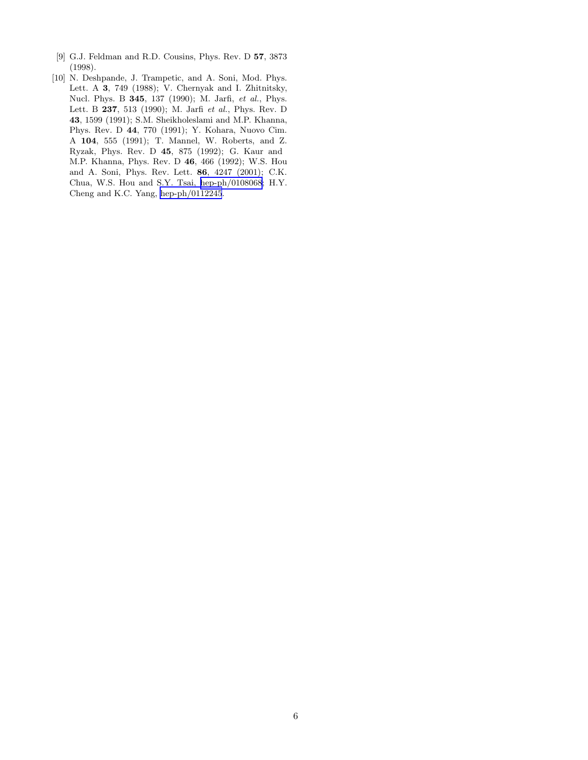[9] G.J. Feldman and R.D. Cousins, Phys. Rev. D **57**, 3873 (1998).

[10] N. Deshpande, J. Trampetic, and A. Soni, Mod. Phys. Lett. A **3**, 749 (1988); V. Chernyak and I. Zhitnitsky, Nucl. Phys. B **345**, 137 (1990); M. Jarfi, *et al.*, Phys. Lett. B **237**, 513 (1990); M. Jarfi *et al.*, Phys. Rev. D **43**, 1599 (1991); S.M. Sheikholeslami and M.P. Khanna, Phys. Rev. D **44**, 770 (1991); Y. Kohara, Nuovo Cim. A **104**, 555 (1991); T. Mannel, W. Roberts, and Z. Ryzak, Phys. Rev. D **45**, 875 (1992); G. Kaur and M.P. Khanna, Phys. Rev. D **46**, 466 (1992); W.S. Hou and A. Soni, Phys. Rev. Lett. **86**, 4247 (2001); C.K. Chua, W.S. Hou and S.Y. Tsai, hep-ph/0108068; H.Y. Cheng and K.C. Yang, hep-ph/0112245.